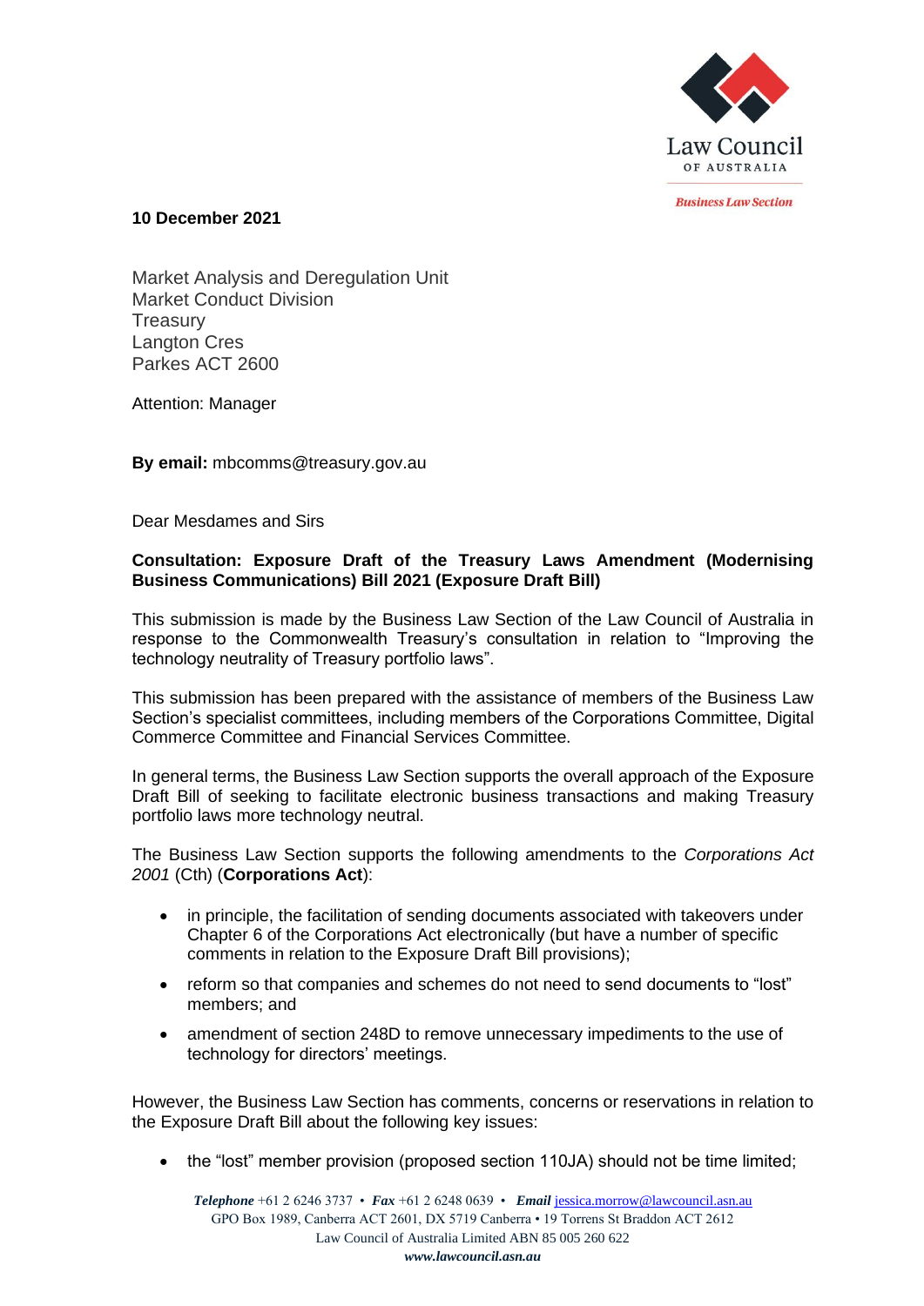Law Council OF AUSTRALIA

*Business Law Section*

**10 December 2021**

Market Analysis and Deregulation Unit
Market Conduct Division
Treasury
Langton Cres
Parkes ACT 2600

Attention: Manager

**By email:** mbcomms@treasury.gov.au

Dear Mesdames and Sirs

**Consultation: Exposure Draft of the Treasury Laws Amendment (Modernising Business Communications) Bill 2021 (Exposure Draft Bill)**

This submission is made by the Business Law Section of the Law Council of Australia in response to the Commonwealth Treasury's consultation in relation to "Improving the technology neutrality of Treasury portfolio laws".

This submission has been prepared with the assistance of members of the Business Law Section's specialist committees, including members of the Corporations Committee, Digital Commerce Committee and Financial Services Committee.

In general terms, the Business Law Section supports the overall approach of the Exposure Draft Bill of seeking to facilitate electronic business transactions and making Treasury portfolio laws more technology neutral.

The Business Law Section supports the following amendments to the *Corporations Act 2001* (Cth) (**Corporations Act**):

- in principle, the facilitation of sending documents associated with takeovers under Chapter 6 of the Corporations Act electronically (but have a number of specific comments in relation to the Exposure Draft Bill provisions);
- reform so that companies and schemes do not need to send documents to "lost" members; and
- amendment of section 248D to remove unnecessary impediments to the use of technology for directors' meetings.

However, the Business Law Section has comments, concerns or reservations in relation to the Exposure Draft Bill about the following key issues:

- the "lost" member provision (proposed section 110JA) should not be time limited;

*Telephone* +61 2 6246 3737 • *Fax* +61 2 6248 0639 • *Email* jessica.morrow@lawcouncil.asn.au
GPO Box 1989, Canberra ACT 2601, DX 5719 Canberra • 19 Torrens St Braddon ACT 2612
Law Council of Australia Limited ABN 85 005 260 622
*www.lawcouncil.asn.au*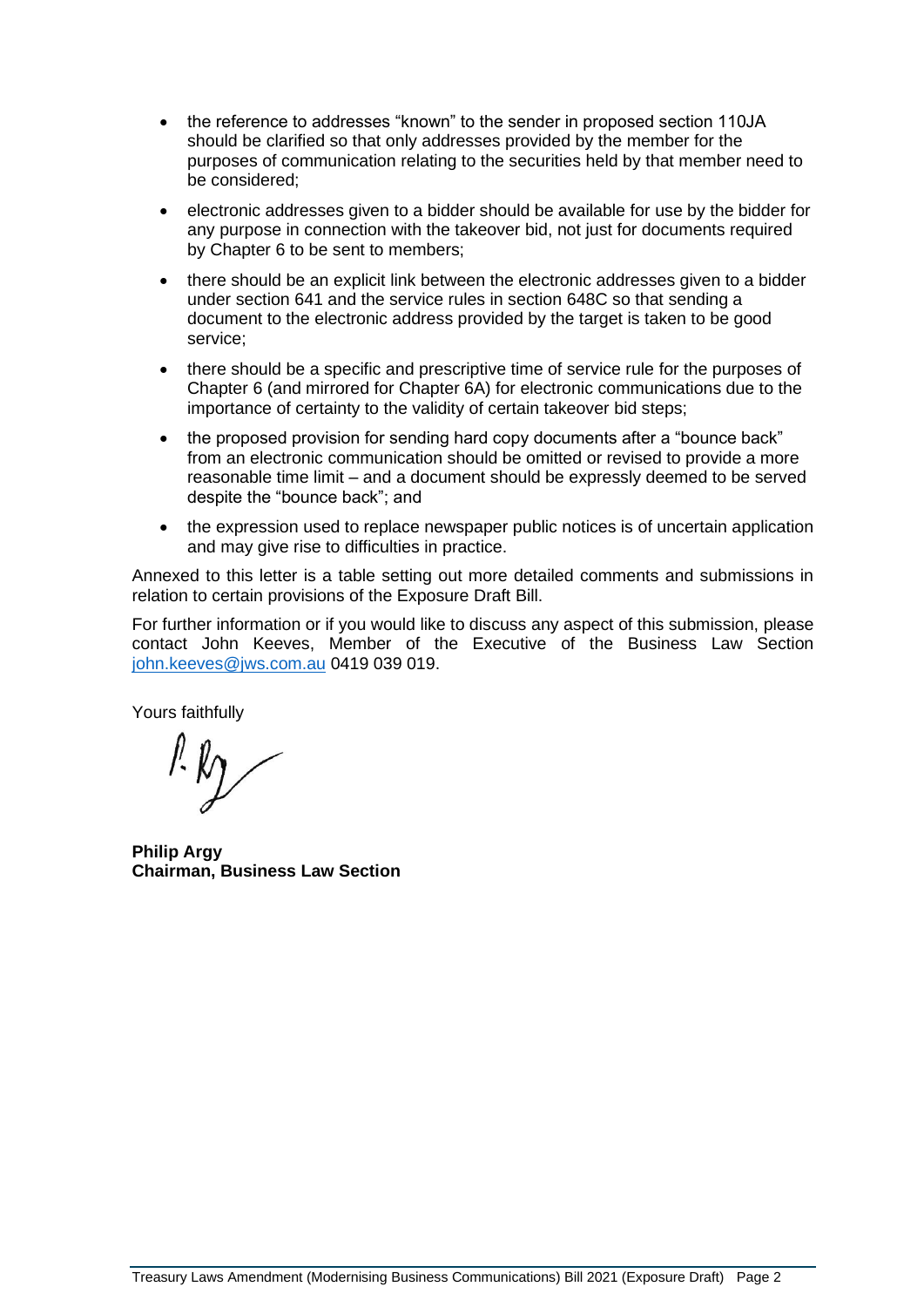- the reference to addresses "known" to the sender in proposed section 110JA should be clarified so that only addresses provided by the member for the purposes of communication relating to the securities held by that member need to be considered;
- electronic addresses given to a bidder should be available for use by the bidder for any purpose in connection with the takeover bid, not just for documents required by Chapter 6 to be sent to members;
- there should be an explicit link between the electronic addresses given to a bidder under section 641 and the service rules in section 648C so that sending a document to the electronic address provided by the target is taken to be good service;
- there should be a specific and prescriptive time of service rule for the purposes of Chapter 6 (and mirrored for Chapter 6A) for electronic communications due to the importance of certainty to the validity of certain takeover bid steps;
- the proposed provision for sending hard copy documents after a "bounce back" from an electronic communication should be omitted or revised to provide a more reasonable time limit – and a document should be expressly deemed to be served despite the "bounce back"; and
- the expression used to replace newspaper public notices is of uncertain application and may give rise to difficulties in practice.

Annexed to this letter is a table setting out more detailed comments and submissions in relation to certain provisions of the Exposure Draft Bill.

For further information or if you would like to discuss any aspect of this submission, please contact John Keeves, Member of the Executive of the Business Law Section john.keeves@jws.com.au 0419 039 019.

Yours faithfully

**Philip Argy**
**Chairman, Business Law Section**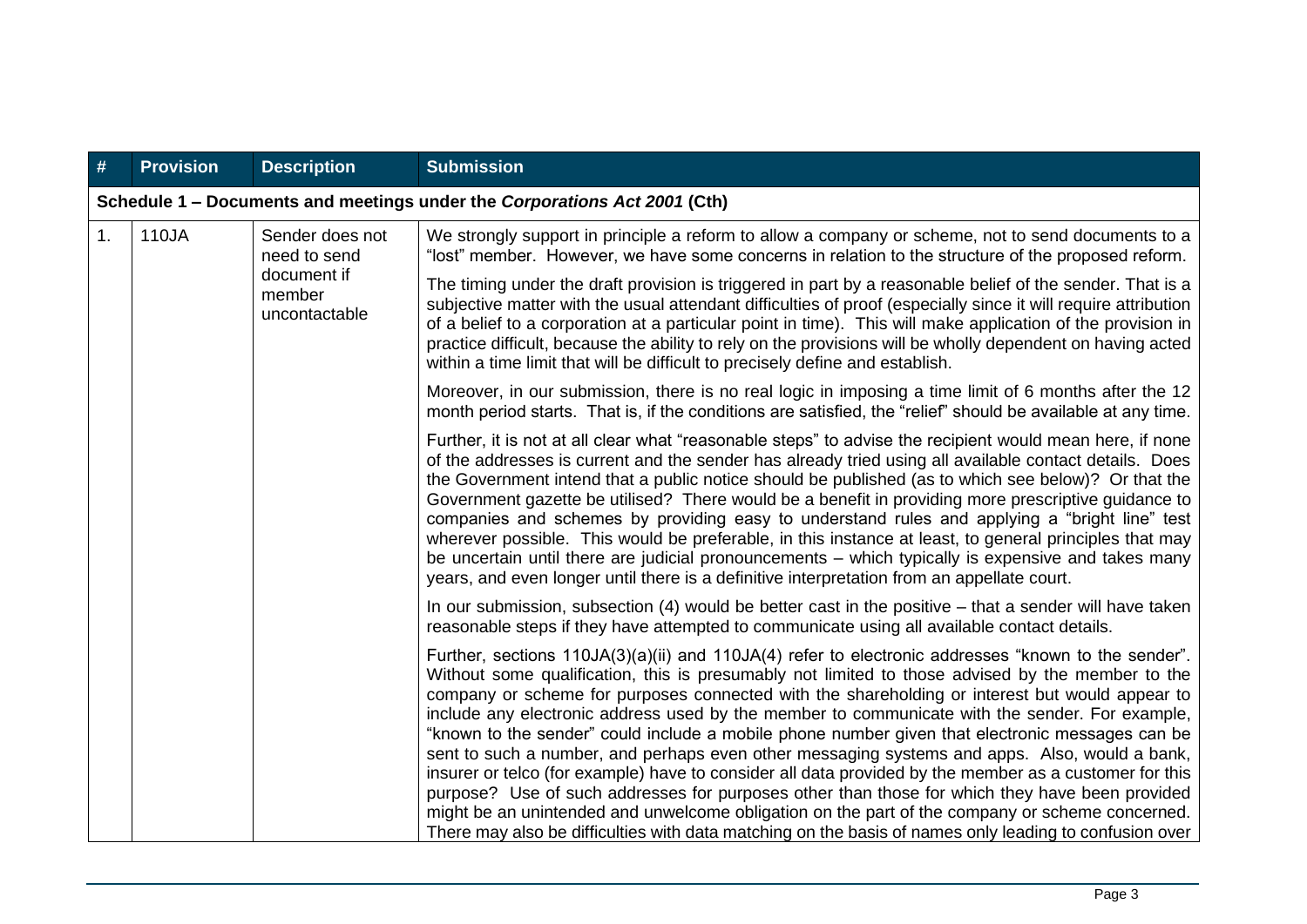| # | Provision | Description | Submission |
|---|---|---|---|
| **Schedule 1 – Documents and meetings under the *Corporations Act 2001* (Cth)** | | | |
| 1. | 110JA | Sender does not need to send document if member uncontactable | We strongly support in principle a reform to allow a company or scheme, not to send documents to a "lost" member. However, we have some concerns in relation to the structure of the proposed reform.<br><br>The timing under the draft provision is triggered in part by a reasonable belief of the sender. That is a subjective matter with the usual attendant difficulties of proof (especially since it will require attribution of a belief to a corporation at a particular point in time). This will make application of the provision in practice difficult, because the ability to rely on the provisions will be wholly dependent on having acted within a time limit that will be difficult to precisely define and establish.<br><br>Moreover, in our submission, there is no real logic in imposing a time limit of 6 months after the 12 month period starts. That is, if the conditions are satisfied, the "relief" should be available at any time.<br><br>Further, it is not at all clear what "reasonable steps" to advise the recipient would mean here, if none of the addresses is current and the sender has already tried using all available contact details. Does the Government intend that a public notice should be published (as to which see below)? Or that the Government gazette be utilised? There would be a benefit in providing more prescriptive guidance to companies and schemes by providing easy to understand rules and applying a "bright line" test wherever possible. This would be preferable, in this instance at least, to general principles that may be uncertain until there are judicial pronouncements – which typically is expensive and takes many years, and even longer until there is a definitive interpretation from an appellate court.<br><br>In our submission, subsection (4) would be better cast in the positive – that a sender will have taken reasonable steps if they have attempted to communicate using all available contact details.<br><br>Further, sections 110JA(3)(a)(ii) and 110JA(4) refer to electronic addresses "known to the sender". Without some qualification, this is presumably not limited to those advised by the member to the company or scheme for purposes connected with the shareholding or interest but would appear to include any electronic address used by the member to communicate with the sender. For example, "known to the sender" could include a mobile phone number given that electronic messages can be sent to such a number, and perhaps even other messaging systems and apps. Also, would a bank, insurer or telco (for example) have to consider all data provided by the member as a customer for this purpose? Use of such addresses for purposes other than those for which they have been provided might be an unintended and unwelcome obligation on the part of the company or scheme concerned. There may also be difficulties with data matching on the basis of names only leading to confusion over |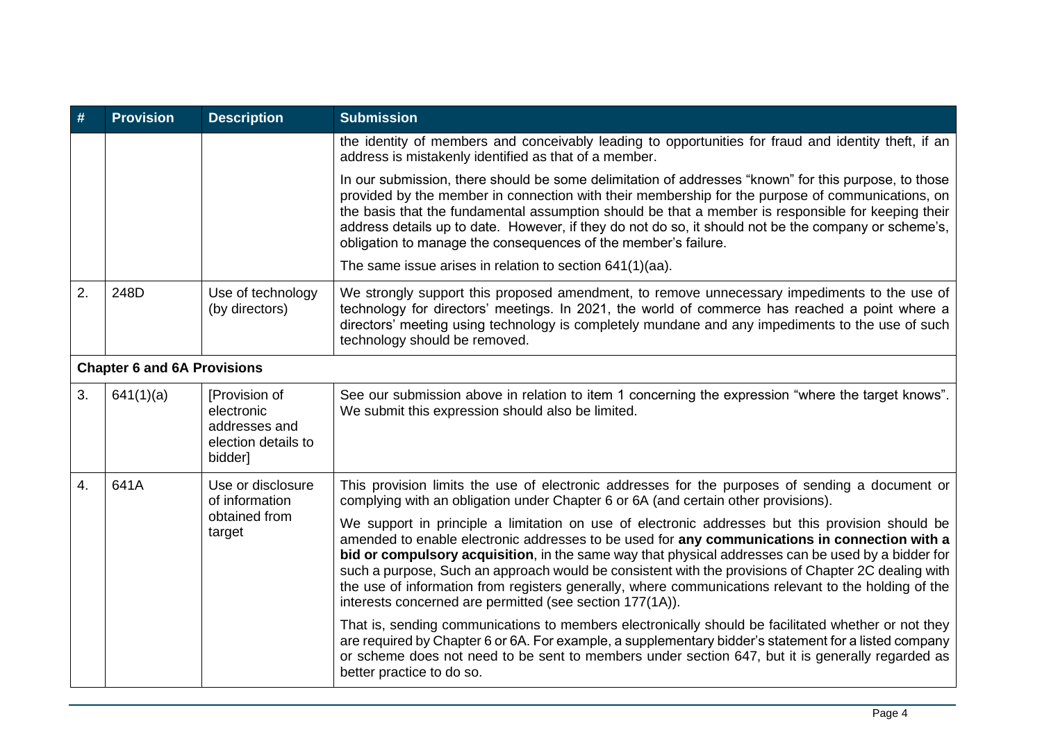| # | Provision | Description | Submission |
|---|---|---|---|
| | | | the identity of members and conceivably leading to opportunities for fraud and identity theft, if an address is mistakenly identified as that of a member.<br><br>In our submission, there should be some delimitation of addresses "known" for this purpose, to those provided by the member in connection with their membership for the purpose of communications, on the basis that the fundamental assumption should be that a member is responsible for keeping their address details up to date. However, if they do not do so, it should not be the company or scheme's, obligation to manage the consequences of the member's failure.<br><br>The same issue arises in relation to section 641(1)(aa). |
| 2. | 248D | Use of technology (by directors) | We strongly support this proposed amendment, to remove unnecessary impediments to the use of technology for directors' meetings. In 2021, the world of commerce has reached a point where a directors' meeting using technology is completely mundane and any impediments to the use of such technology should be removed. |
| **Chapter 6 and 6A Provisions** | | | |
| 3. | 641(1)(a) | [Provision of electronic addresses and election details to bidder] | See our submission above in relation to item 1 concerning the expression "where the target knows". We submit this expression should also be limited. |
| 4. | 641A | Use or disclosure of information obtained from target | This provision limits the use of electronic addresses for the purposes of sending a document or complying with an obligation under Chapter 6 or 6A (and certain other provisions).<br><br>We support in principle a limitation on use of electronic addresses but this provision should be amended to enable electronic addresses to be used for **any communications in connection with a bid or compulsory acquisition**, in the same way that physical addresses can be used by a bidder for such a purpose, Such an approach would be consistent with the provisions of Chapter 2C dealing with the use of information from registers generally, where communications relevant to the holding of the interests concerned are permitted (see section 177(1A)).<br><br>That is, sending communications to members electronically should be facilitated whether or not they are required by Chapter 6 or 6A. For example, a supplementary bidder's statement for a listed company or scheme does not need to be sent to members under section 647, but it is generally regarded as better practice to do so. |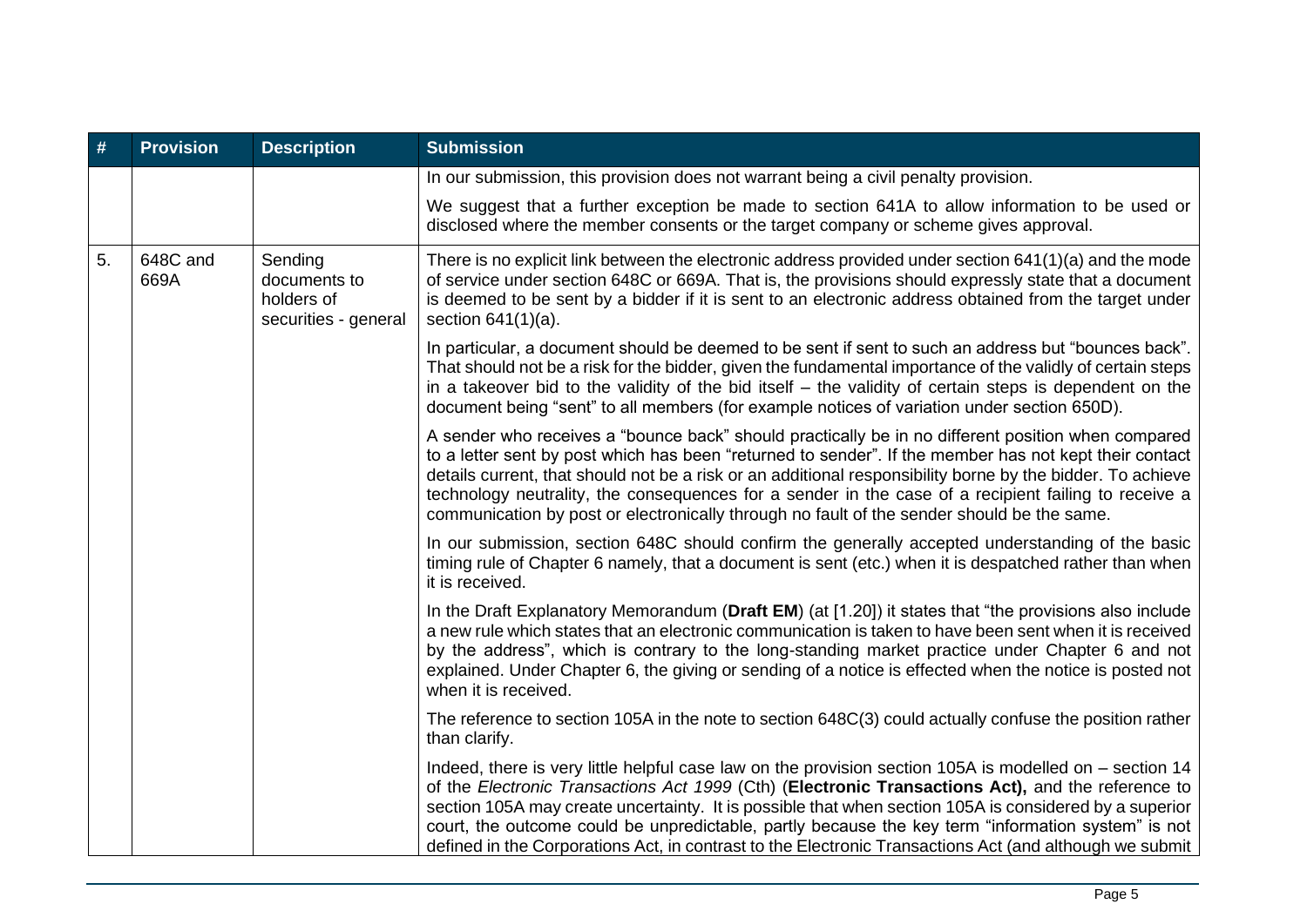| # | Provision | Description | Submission |
|---|---|---|---|
| | | | In our submission, this provision does not warrant being a civil penalty provision.<br><br>We suggest that a further exception be made to section 641A to allow information to be used or disclosed where the member consents or the target company or scheme gives approval. |
| 5. | 648C and 669A | Sending documents to holders of securities - general | There is no explicit link between the electronic address provided under section 641(1)(a) and the mode of service under section 648C or 669A. That is, the provisions should expressly state that a document is deemed to be sent by a bidder if it is sent to an electronic address obtained from the target under section 641(1)(a).<br><br>In particular, a document should be deemed to be sent if sent to such an address but "bounces back". That should not be a risk for the bidder, given the fundamental importance of the validly of certain steps in a takeover bid to the validity of the bid itself – the validity of certain steps is dependent on the document being "sent" to all members (for example notices of variation under section 650D).<br><br>A sender who receives a "bounce back" should practically be in no different position when compared to a letter sent by post which has been "returned to sender". If the member has not kept their contact details current, that should not be a risk or an additional responsibility borne by the bidder. To achieve technology neutrality, the consequences for a sender in the case of a recipient failing to receive a communication by post or electronically through no fault of the sender should be the same.<br><br>In our submission, section 648C should confirm the generally accepted understanding of the basic timing rule of Chapter 6 namely, that a document is sent (etc.) when it is despatched rather than when it is received.<br><br>In the Draft Explanatory Memorandum (**Draft EM**) (at [1.20]) it states that "the provisions also include a new rule which states that an electronic communication is taken to have been sent when it is received by the address", which is contrary to the long-standing market practice under Chapter 6 and not explained. Under Chapter 6, the giving or sending of a notice is effected when the notice is posted not when it is received.<br><br>The reference to section 105A in the note to section 648C(3) could actually confuse the position rather than clarify.<br><br>Indeed, there is very little helpful case law on the provision section 105A is modelled on – section 14 of the *Electronic Transactions Act 1999* (Cth) (**Electronic Transactions Act),** and the reference to section 105A may create uncertainty. It is possible that when section 105A is considered by a superior court, the outcome could be unpredictable, partly because the key term "information system" is not defined in the Corporations Act, in contrast to the Electronic Transactions Act (and although we submit |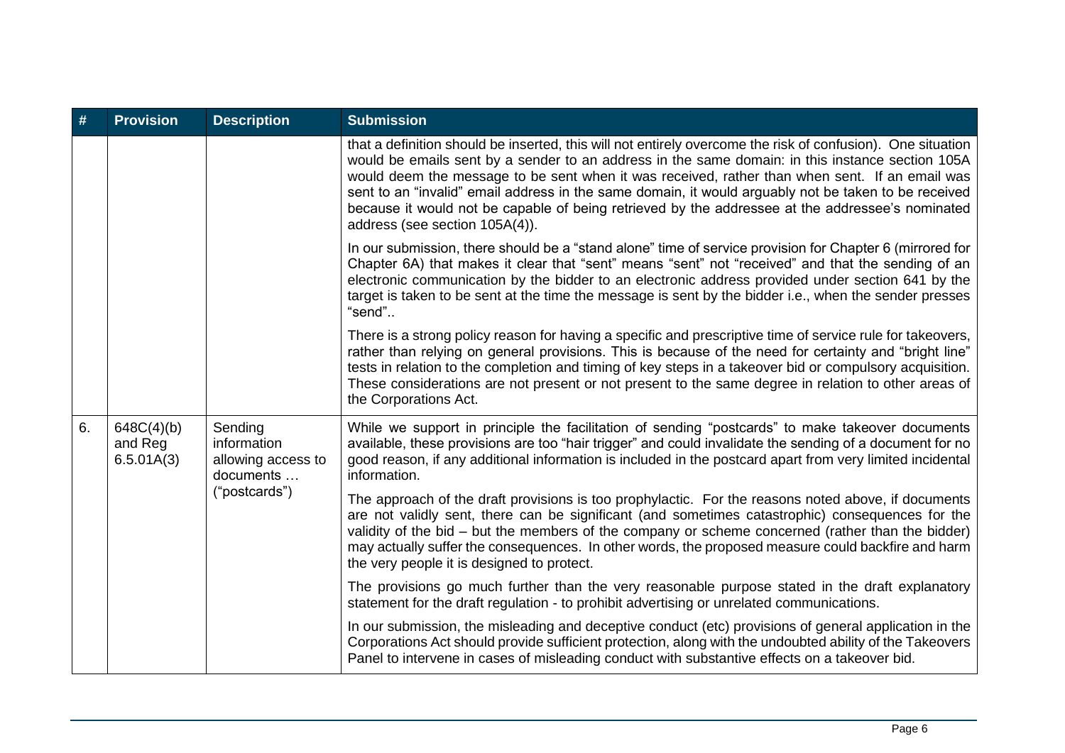| # | Provision | Description | Submission |
|---|---|---|---|
| | | | that a definition should be inserted, this will not entirely overcome the risk of confusion). One situation would be emails sent by a sender to an address in the same domain: in this instance section 105A would deem the message to be sent when it was received, rather than when sent. If an email was sent to an "invalid" email address in the same domain, it would arguably not be taken to be received because it would not be capable of being retrieved by the addressee at the addressee's nominated address (see section 105A(4)).<br><br>In our submission, there should be a "stand alone" time of service provision for Chapter 6 (mirrored for Chapter 6A) that makes it clear that "sent" means "sent" not "received" and that the sending of an electronic communication by the bidder to an electronic address provided under section 641 by the target is taken to be sent at the time the message is sent by the bidder i.e., when the sender presses "send"..<br><br>There is a strong policy reason for having a specific and prescriptive time of service rule for takeovers, rather than relying on general provisions. This is because of the need for certainty and "bright line" tests in relation to the completion and timing of key steps in a takeover bid or compulsory acquisition. These considerations are not present or not present to the same degree in relation to other areas of the Corporations Act. |
| 6. | 648C(4)(b) and Reg 6.5.01A(3) | Sending information allowing access to documents … ("postcards") | While we support in principle the facilitation of sending "postcards" to make takeover documents available, these provisions are too "hair trigger" and could invalidate the sending of a document for no good reason, if any additional information is included in the postcard apart from very limited incidental information.<br><br>The approach of the draft provisions is too prophylactic. For the reasons noted above, if documents are not validly sent, there can be significant (and sometimes catastrophic) consequences for the validity of the bid – but the members of the company or scheme concerned (rather than the bidder) may actually suffer the consequences. In other words, the proposed measure could backfire and harm the very people it is designed to protect.<br><br>The provisions go much further than the very reasonable purpose stated in the draft explanatory statement for the draft regulation - to prohibit advertising or unrelated communications.<br><br>In our submission, the misleading and deceptive conduct (etc) provisions of general application in the Corporations Act should provide sufficient protection, along with the undoubted ability of the Takeovers Panel to intervene in cases of misleading conduct with substantive effects on a takeover bid. |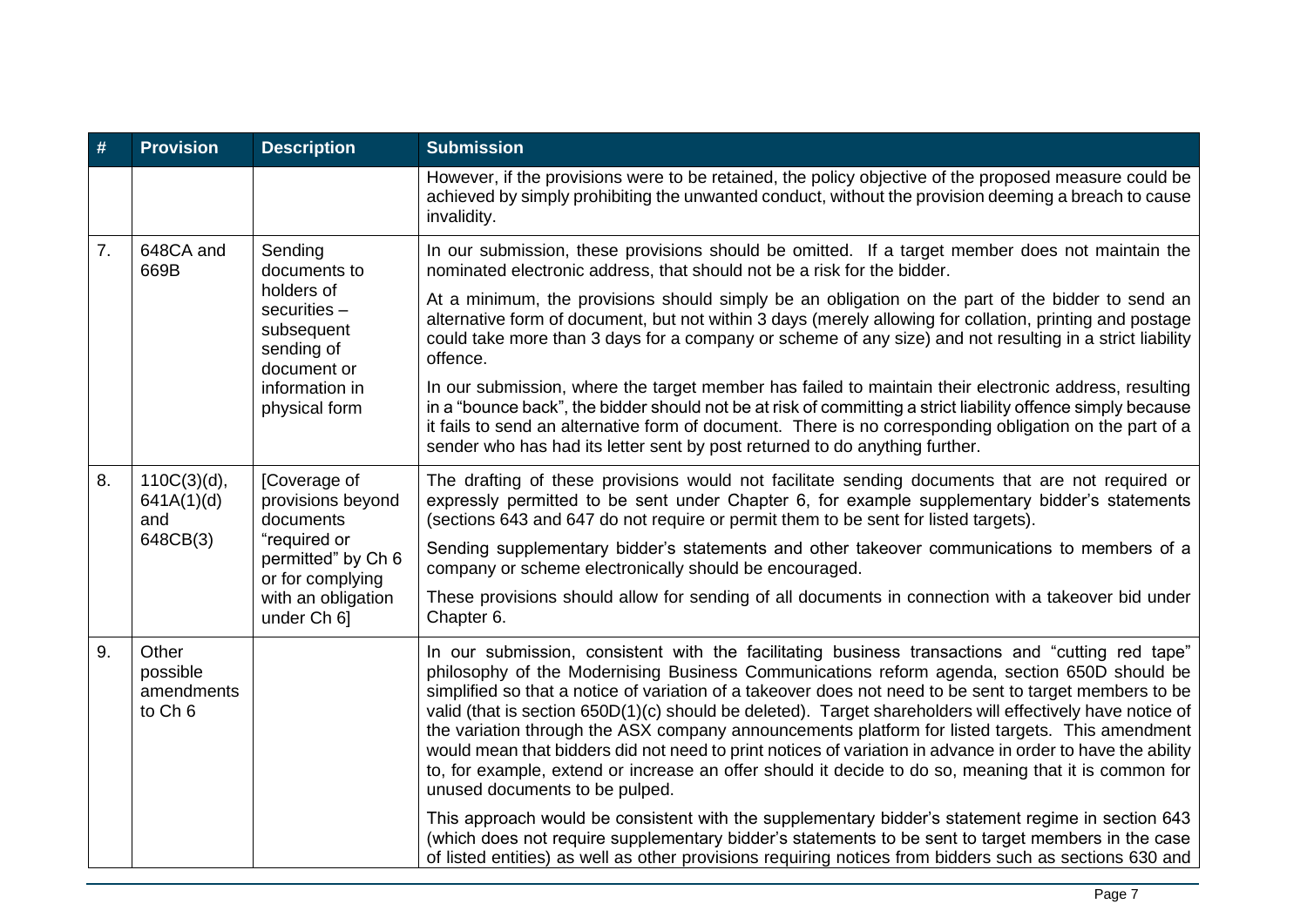| # | Provision | Description | Submission |
|---|---|---|---|
| | | | However, if the provisions were to be retained, the policy objective of the proposed measure could be achieved by simply prohibiting the unwanted conduct, without the provision deeming a breach to cause invalidity. |
| 7. | 648CA and 669B | Sending documents to holders of securities – subsequent sending of document or information in physical form | In our submission, these provisions should be omitted. If a target member does not maintain the nominated electronic address, that should not be a risk for the bidder.<br><br>At a minimum, the provisions should simply be an obligation on the part of the bidder to send an alternative form of document, but not within 3 days (merely allowing for collation, printing and postage could take more than 3 days for a company or scheme of any size) and not resulting in a strict liability offence.<br><br>In our submission, where the target member has failed to maintain their electronic address, resulting in a "bounce back", the bidder should not be at risk of committing a strict liability offence simply because it fails to send an alternative form of document. There is no corresponding obligation on the part of a sender who has had its letter sent by post returned to do anything further. |
| 8. | 110C(3)(d), 641A(1)(d) and 648CB(3) | [Coverage of provisions beyond documents "required or permitted" by Ch 6 or for complying with an obligation under Ch 6] | The drafting of these provisions would not facilitate sending documents that are not required or expressly permitted to be sent under Chapter 6, for example supplementary bidder's statements (sections 643 and 647 do not require or permit them to be sent for listed targets).<br><br>Sending supplementary bidder's statements and other takeover communications to members of a company or scheme electronically should be encouraged.<br><br>These provisions should allow for sending of all documents in connection with a takeover bid under Chapter 6. |
| 9. | Other possible amendments to Ch 6 | | In our submission, consistent with the facilitating business transactions and "cutting red tape" philosophy of the Modernising Business Communications reform agenda, section 650D should be simplified so that a notice of variation of a takeover does not need to be sent to target members to be valid (that is section 650D(1)(c) should be deleted). Target shareholders will effectively have notice of the variation through the ASX company announcements platform for listed targets. This amendment would mean that bidders did not need to print notices of variation in advance in order to have the ability to, for example, extend or increase an offer should it decide to do so, meaning that it is common for unused documents to be pulped.<br><br>This approach would be consistent with the supplementary bidder's statement regime in section 643 (which does not require supplementary bidder's statements to be sent to target members in the case of listed entities) as well as other provisions requiring notices from bidders such as sections 630 and |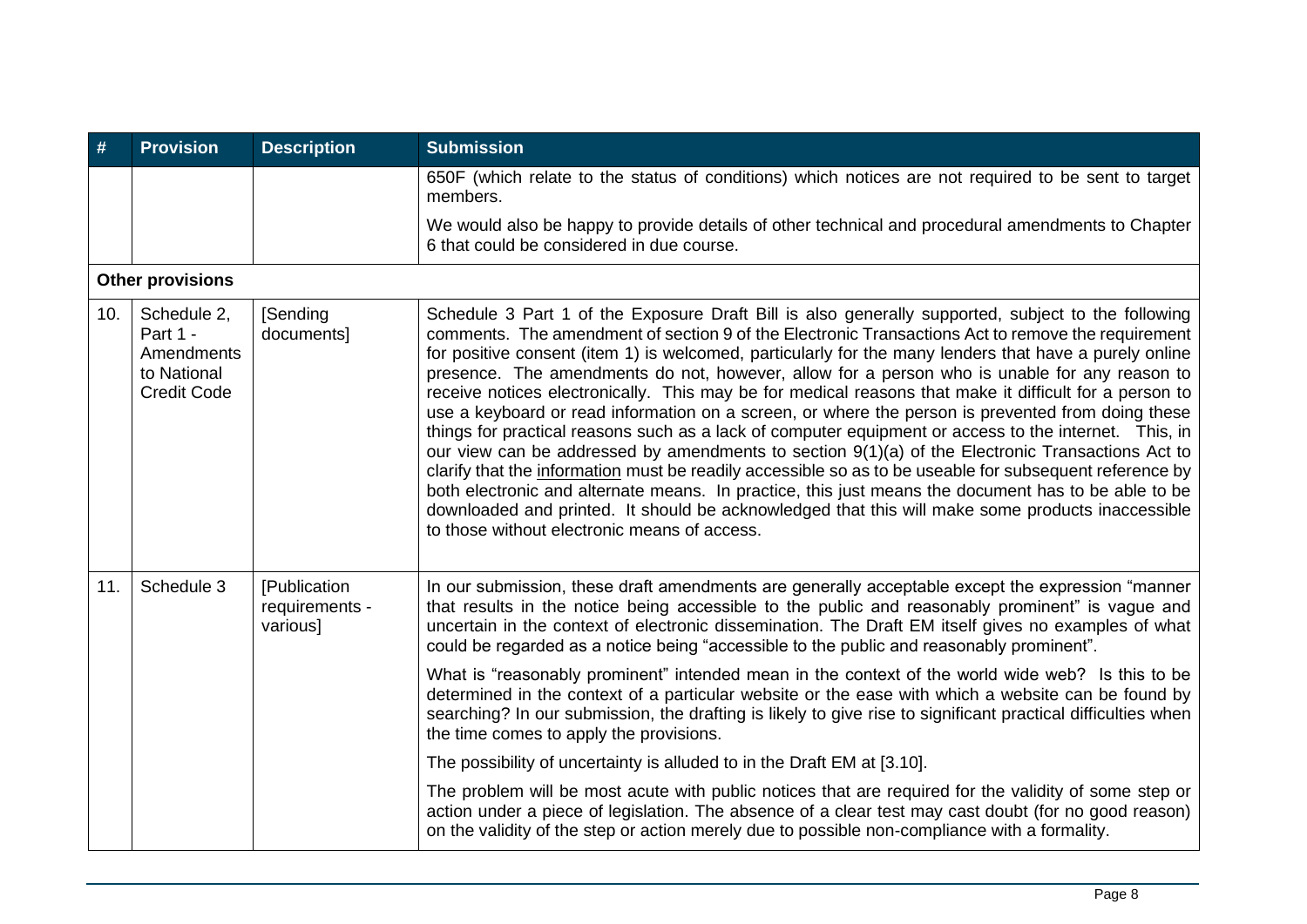| # | Provision | Description | Submission |
|---|---|---|---|
| | | | 650F (which relate to the status of conditions) which notices are not required to be sent to target members.<br><br>We would also be happy to provide details of other technical and procedural amendments to Chapter 6 that could be considered in due course. |
| **Other provisions** | | | |
| 10. | Schedule 2, Part 1 - Amendments to National Credit Code | [Sending documents] | Schedule 3 Part 1 of the Exposure Draft Bill is also generally supported, subject to the following comments. The amendment of section 9 of the Electronic Transactions Act to remove the requirement for positive consent (item 1) is welcomed, particularly for the many lenders that have a purely online presence. The amendments do not, however, allow for a person who is unable for any reason to receive notices electronically. This may be for medical reasons that make it difficult for a person to use a keyboard or read information on a screen, or where the person is prevented from doing these things for practical reasons such as a lack of computer equipment or access to the internet. This, in our view can be addressed by amendments to section 9(1)(a) of the Electronic Transactions Act to clarify that the <u>information</u> must be readily accessible so as to be useable for subsequent reference by both electronic and alternate means. In practice, this just means the document has to be able to be downloaded and printed. It should be acknowledged that this will make some products inaccessible to those without electronic means of access. |
| 11. | Schedule 3 | [Publication requirements - various] | In our submission, these draft amendments are generally acceptable except the expression "manner that results in the notice being accessible to the public and reasonably prominent" is vague and uncertain in the context of electronic dissemination. The Draft EM itself gives no examples of what could be regarded as a notice being "accessible to the public and reasonably prominent".<br><br>What is "reasonably prominent" intended mean in the context of the world wide web? Is this to be determined in the context of a particular website or the ease with which a website can be found by searching? In our submission, the drafting is likely to give rise to significant practical difficulties when the time comes to apply the provisions.<br><br>The possibility of uncertainty is alluded to in the Draft EM at [3.10].<br><br>The problem will be most acute with public notices that are required for the validity of some step or action under a piece of legislation. The absence of a clear test may cast doubt (for no good reason) on the validity of the step or action merely due to possible non-compliance with a formality. |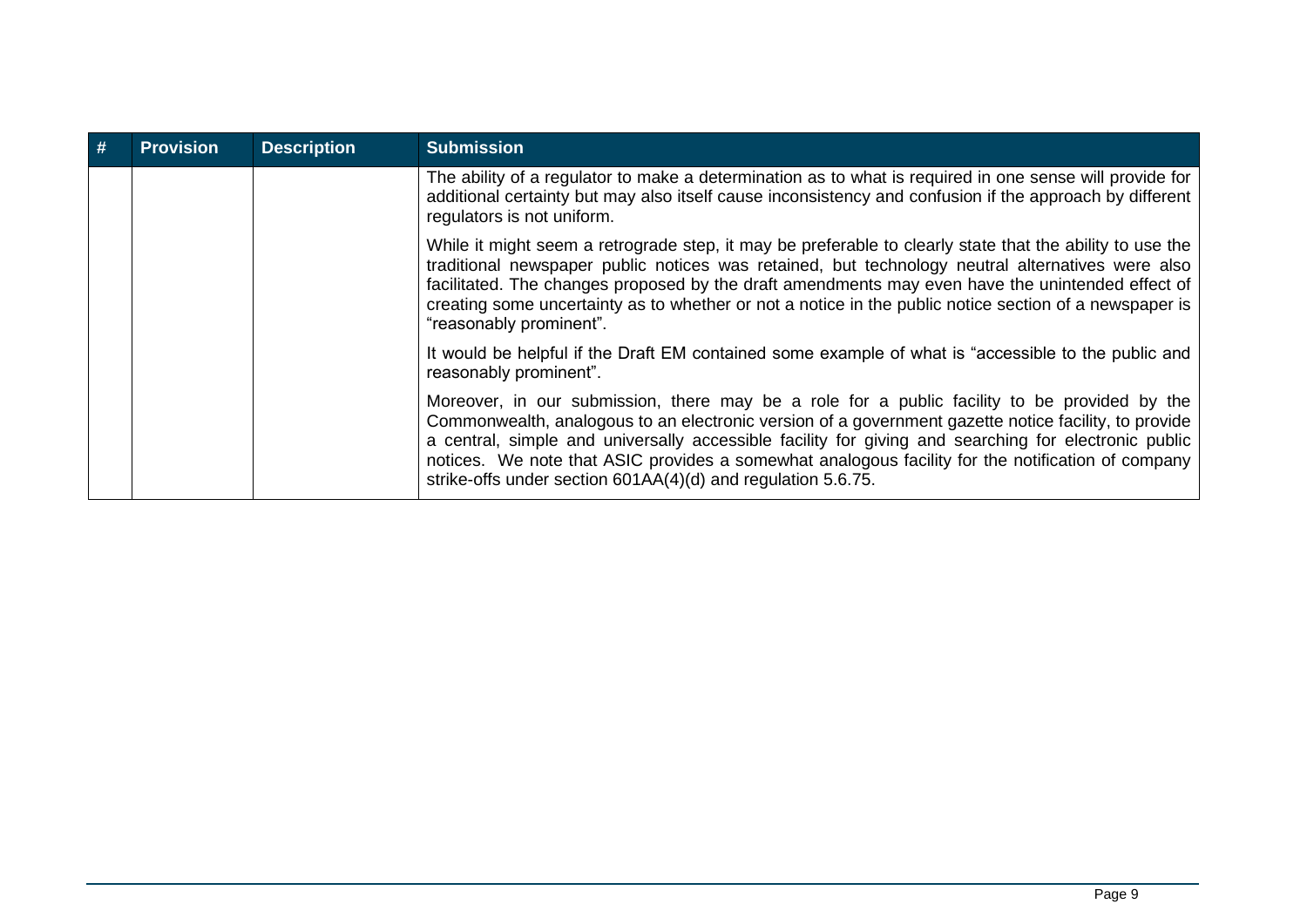| # | Provision | Description | Submission |
| --- | --- | --- | --- |
| | | | The ability of a regulator to make a determination as to what is required in one sense will provide for additional certainty but may also itself cause inconsistency and confusion if the approach by different regulators is not uniform.<br><br>While it might seem a retrograde step, it may be preferable to clearly state that the ability to use the traditional newspaper public notices was retained, but technology neutral alternatives were also facilitated. The changes proposed by the draft amendments may even have the unintended effect of creating some uncertainty as to whether or not a notice in the public notice section of a newspaper is "reasonably prominent".<br><br>It would be helpful if the Draft EM contained some example of what is "accessible to the public and reasonably prominent".<br><br>Moreover, in our submission, there may be a role for a public facility to be provided by the Commonwealth, analogous to an electronic version of a government gazette notice facility, to provide a central, simple and universally accessible facility for giving and searching for electronic public notices. We note that ASIC provides a somewhat analogous facility for the notification of company strike-offs under section 601AA(4)(d) and regulation 5.6.75. |